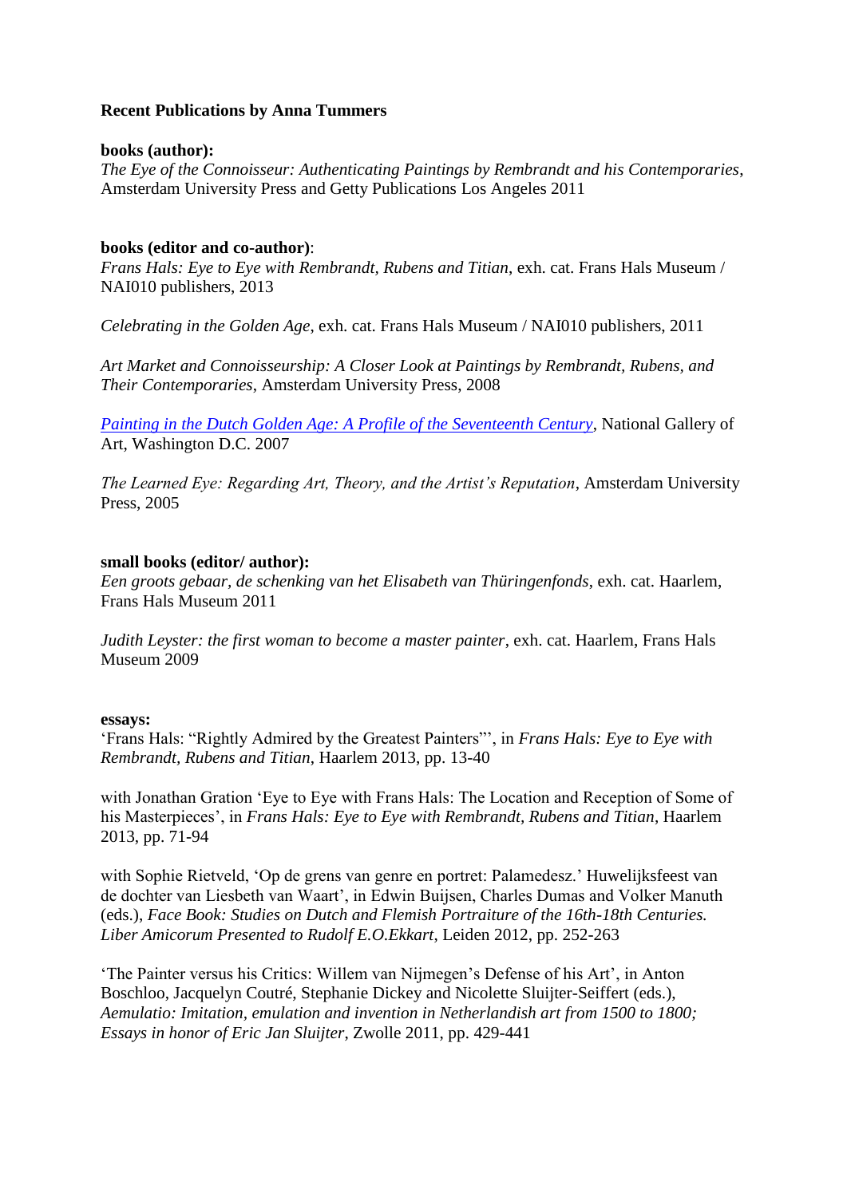**Recent Publications by Anna Tummers**

**books (author):**
*The Eye of the Connoisseur: Authenticating Paintings by Rembrandt and his Contemporaries*, Amsterdam University Press and Getty Publications Los Angeles 2011

**books (editor and co-author)**:
*Frans Hals: Eye to Eye with Rembrandt, Rubens and Titian*, exh. cat. Frans Hals Museum / NAI010 publishers, 2013

*Celebrating in the Golden Age*, exh. cat. Frans Hals Museum / NAI010 publishers, 2011

*Art Market and Connoisseurship: A Closer Look at Paintings by Rembrandt, Rubens, and Their Contemporaries*, Amsterdam University Press, 2008

*Painting in the Dutch Golden Age: A Profile of the Seventeenth Century*, National Gallery of Art, Washington D.C. 2007

*The Learned Eye: Regarding Art, Theory, and the Artist's Reputation*, Amsterdam University Press, 2005

**small books (editor/ author):**
*Een groots gebaar, de schenking van het Elisabeth van Thüringenfonds*, exh. cat. Haarlem, Frans Hals Museum 2011

*Judith Leyster: the first woman to become a master painter*, exh. cat. Haarlem, Frans Hals Museum 2009

**essays:**
'Frans Hals: "Rightly Admired by the Greatest Painters"', in *Frans Hals: Eye to Eye with Rembrandt, Rubens and Titian*, Haarlem 2013, pp. 13-40

with Jonathan Gration 'Eye to Eye with Frans Hals: The Location and Reception of Some of his Masterpieces', in *Frans Hals: Eye to Eye with Rembrandt, Rubens and Titian*, Haarlem 2013, pp. 71-94

with Sophie Rietveld, 'Op de grens van genre en portret: Palamedesz.' Huwelijksfeest van de dochter van Liesbeth van Waart', in Edwin Buijsen, Charles Dumas and Volker Manuth (eds.), *Face Book: Studies on Dutch and Flemish Portraiture of the 16th-18th Centuries. Liber Amicorum Presented to Rudolf E.O.Ekkart*, Leiden 2012, pp. 252-263

'The Painter versus his Critics: Willem van Nijmegen's Defense of his Art', in Anton Boschloo, Jacquelyn Coutré, Stephanie Dickey and Nicolette Sluijter-Seiffert (eds.), *Aemulatio: Imitation, emulation and invention in Netherlandish art from 1500 to 1800; Essays in honor of Eric Jan Sluijter*, Zwolle 2011, pp. 429-441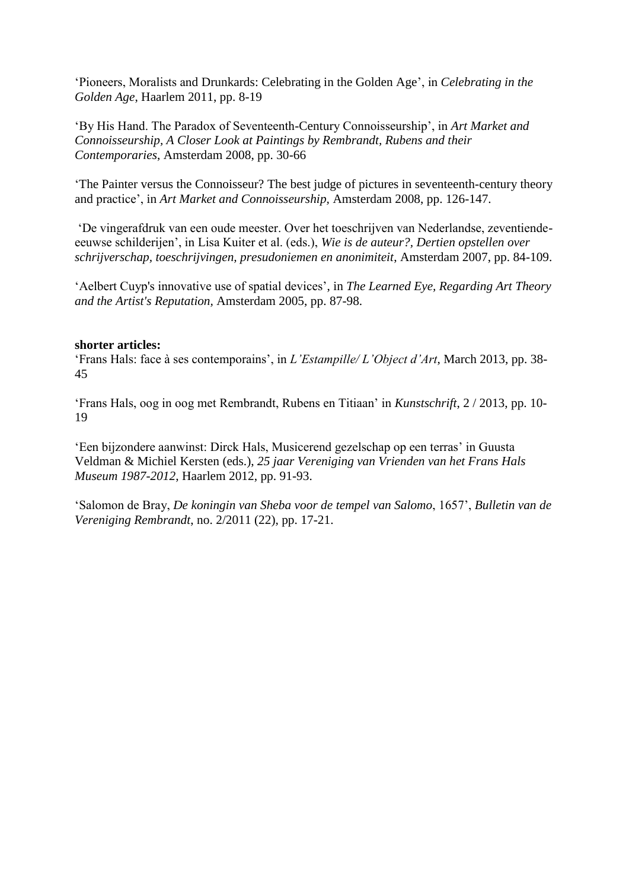'Pioneers, Moralists and Drunkards: Celebrating in the Golden Age', in *Celebrating in the Golden Age*, Haarlem 2011, pp. 8-19

'By His Hand. The Paradox of Seventeenth-Century Connoisseurship', in *Art Market and Connoisseurship, A Closer Look at Paintings by Rembrandt, Rubens and their Contemporaries*, Amsterdam 2008, pp. 30-66

'The Painter versus the Connoisseur? The best judge of pictures in seventeenth-century theory and practice', in *Art Market and Connoisseurship,* Amsterdam 2008, pp. 126-147.

'De vingerafdruk van een oude meester. Over het toeschrijven van Nederlandse, zeventiende-eeuwse schilderijen', in Lisa Kuiter et al. (eds.), *Wie is de auteur?, Dertien opstellen over schrijverschap, toeschrijvingen, presudoniemen en anonimiteit,* Amsterdam 2007, pp. 84-109.

'Aelbert Cuyp's innovative use of spatial devices', in *The Learned Eye, Regarding Art Theory and the Artist's Reputation,* Amsterdam 2005, pp. 87-98.

**shorter articles:**

'Frans Hals: face à ses contemporains', in *L'Estampille/ L'Object d'Art*, March 2013, pp. 38-45

'Frans Hals, oog in oog met Rembrandt, Rubens en Titiaan' in *Kunstschrift*, 2 / 2013, pp. 10-19

'Een bijzondere aanwinst: Dirck Hals, Musicerend gezelschap op een terras' in Guusta Veldman & Michiel Kersten (eds.), *25 jaar Vereniging van Vrienden van het Frans Hals Museum 1987-2012*, Haarlem 2012, pp. 91-93.

'Salomon de Bray, *De koningin van Sheba voor de tempel van Salomo*, 1657', *Bulletin van de Vereniging Rembrandt*, no. 2/2011 (22), pp. 17-21.